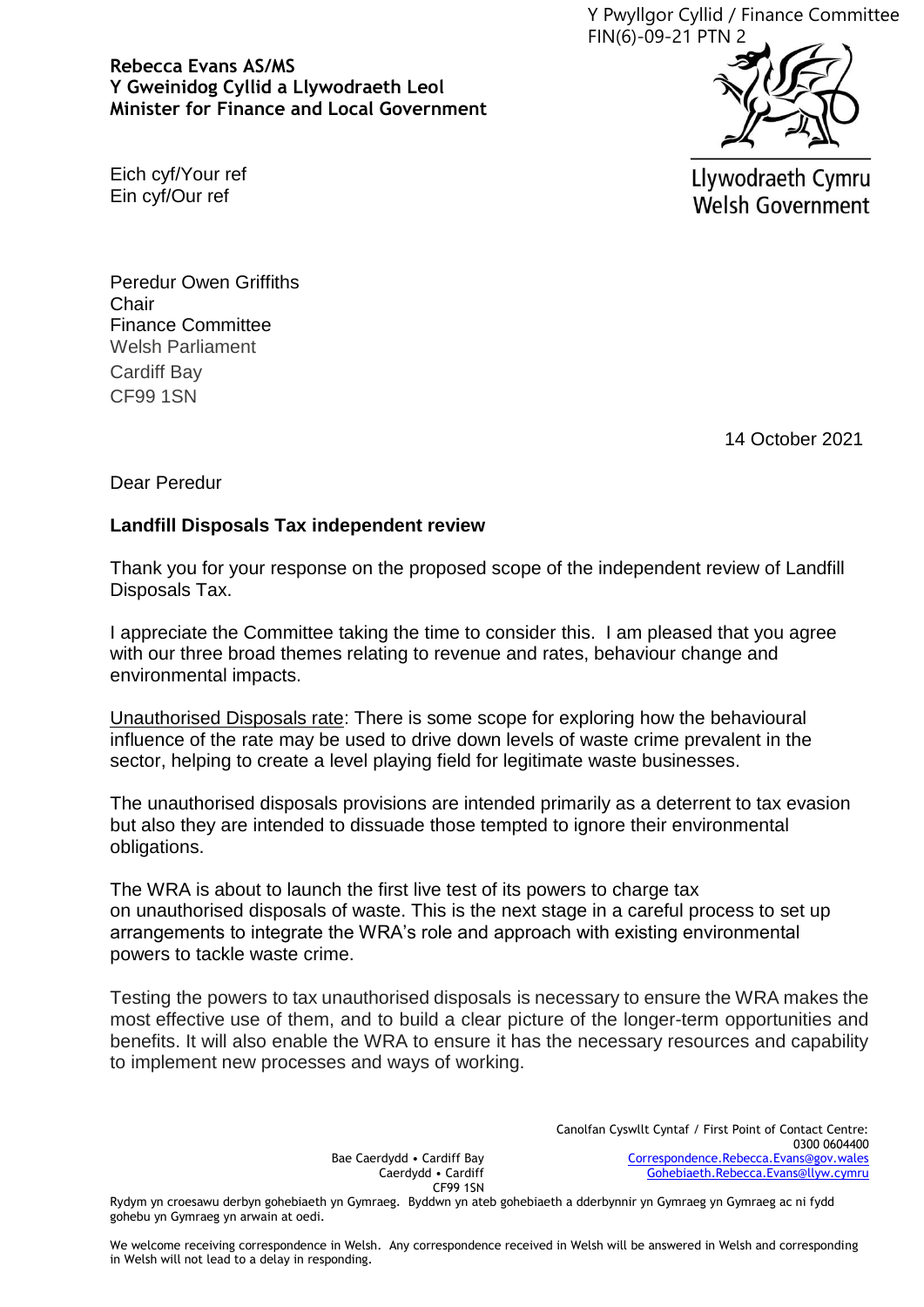Y Pwyllgor Cyllid / Finance Committee
FIN(6)-09-21 PTN 2

**Rebecca Evans AS/MS**
**Y Gweinidog Cyllid a Llywodraeth Leol**
**Minister for Finance and Local Government**

Llywodraeth Cymru
Welsh Government

Eich cyf/Your ref
Ein cyf/Our ref

Peredur Owen Griffiths
Chair
Finance Committee
Welsh Parliament
Cardiff Bay
CF99 1SN

14 October 2021

Dear Peredur

**Landfill Disposals Tax independent review**

Thank you for your response on the proposed scope of the independent review of Landfill Disposals Tax.

I appreciate the Committee taking the time to consider this. I am pleased that you agree with our three broad themes relating to revenue and rates, behaviour change and environmental impacts.

Unauthorised Disposals rate: There is some scope for exploring how the behavioural influence of the rate may be used to drive down levels of waste crime prevalent in the sector, helping to create a level playing field for legitimate waste businesses.

The unauthorised disposals provisions are intended primarily as a deterrent to tax evasion but also they are intended to dissuade those tempted to ignore their environmental obligations.

The WRA is about to launch the first live test of its powers to charge tax on unauthorised disposals of waste. This is the next stage in a careful process to set up arrangements to integrate the WRA's role and approach with existing environmental powers to tackle waste crime.

Testing the powers to tax unauthorised disposals is necessary to ensure the WRA makes the most effective use of them, and to build a clear picture of the longer-term opportunities and benefits. It will also enable the WRA to ensure it has the necessary resources and capability to implement new processes and ways of working.

Bae Caerdydd • Cardiff Bay
Caerdydd • Cardiff
CF99 1SN

Canolfan Cyswllt Cyntaf / First Point of Contact Centre:
0300 0604400
Correspondence.Rebecca.Evans@gov.wales
Gohebiaeth.Rebecca.Evans@llyw.cymru

Rydym yn croesawu derbyn gohebiaeth yn Gymraeg. Byddwn yn ateb gohebiaeth a dderbynnir yn Gymraeg yn Gymraeg ac ni fydd gohebu yn Gymraeg yn arwain at oedi.

We welcome receiving correspondence in Welsh. Any correspondence received in Welsh will be answered in Welsh and corresponding in Welsh will not lead to a delay in responding.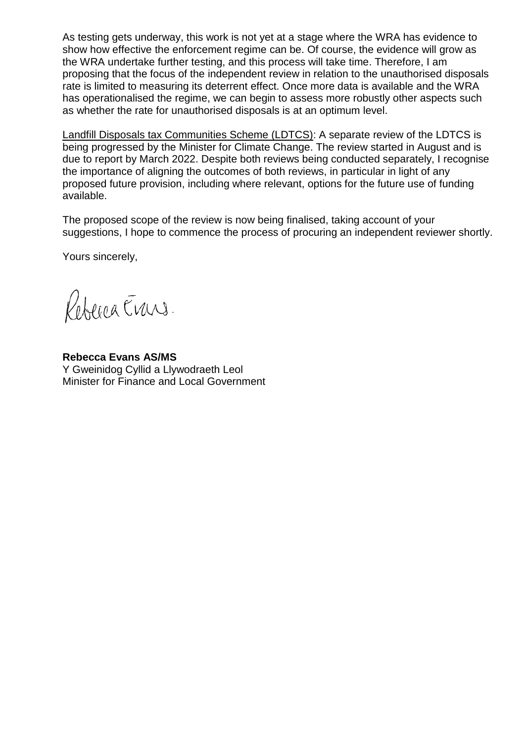As testing gets underway, this work is not yet at a stage where the WRA has evidence to show how effective the enforcement regime can be. Of course, the evidence will grow as the WRA undertake further testing, and this process will take time. Therefore, I am proposing that the focus of the independent review in relation to the unauthorised disposals rate is limited to measuring its deterrent effect. Once more data is available and the WRA has operationalised the regime, we can begin to assess more robustly other aspects such as whether the rate for unauthorised disposals is at an optimum level.

<u>Landfill Disposals tax Communities Scheme (LDTCS)</u>: A separate review of the LDTCS is being progressed by the Minister for Climate Change. The review started in August and is due to report by March 2022. Despite both reviews being conducted separately, I recognise the importance of aligning the outcomes of both reviews, in particular in light of any proposed future provision, including where relevant, options for the future use of funding available.

The proposed scope of the review is now being finalised, taking account of your suggestions, I hope to commence the process of procuring an independent reviewer shortly.

Yours sincerely,

Rebecca Evans.

**Rebecca Evans AS/MS**
Y Gweinidog Cyllid a Llywodraeth Leol
Minister for Finance and Local Government